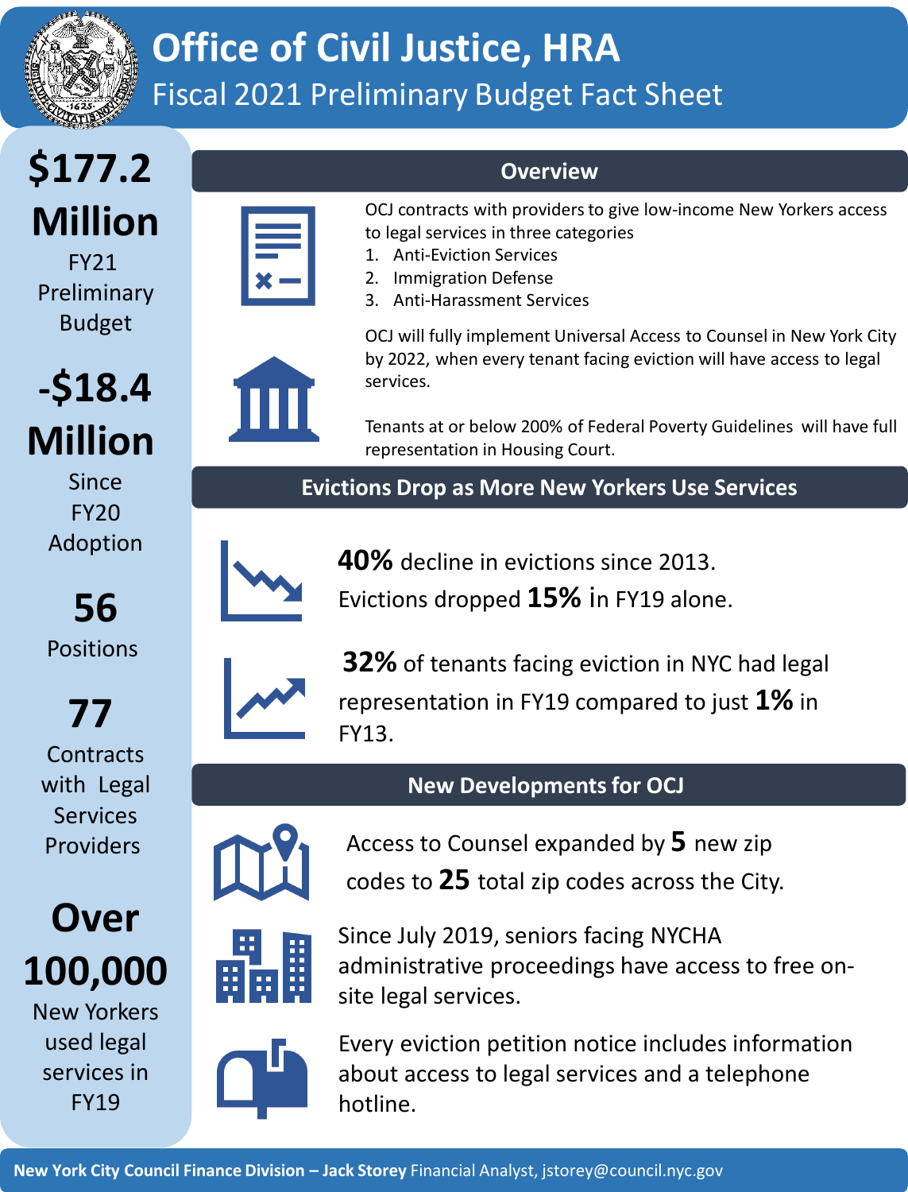# Office of Civil Justice, HRA

## Fiscal 2021 Preliminary Budget Fact Sheet

**$177.2 Million**
FY21 Preliminary Budget

**-$18.4 Million**
Since FY20 Adoption

**56**
Positions

**77**
Contracts with Legal Services Providers

**Over 100,000**
New Yorkers used legal services in FY19

## Overview

OCJ contracts with providers to give low-income New Yorkers access to legal services in three categories

1. Anti-Eviction Services
2. Immigration Defense
3. Anti-Harassment Services

OCJ will fully implement Universal Access to Counsel in New York City by 2022, when every tenant facing eviction will have access to legal services.

Tenants at or below 200% of Federal Poverty Guidelines will have full representation in Housing Court.

## Evictions Drop as More New Yorkers Use Services

**40%** decline in evictions since 2013.
Evictions dropped **15%** in FY19 alone.

**32%** of tenants facing eviction in NYC had legal representation in FY19 compared to just **1%** in FY13.

## New Developments for OCJ

Access to Counsel expanded by **5** new zip codes to **25** total zip codes across the City.

Since July 2019, seniors facing NYCHA administrative proceedings have access to free on-site legal services.

Every eviction petition notice includes information about access to legal services and a telephone hotline.

**New York City Council Finance Division – Jack Storey** Financial Analyst, jstorey@council.nyc.gov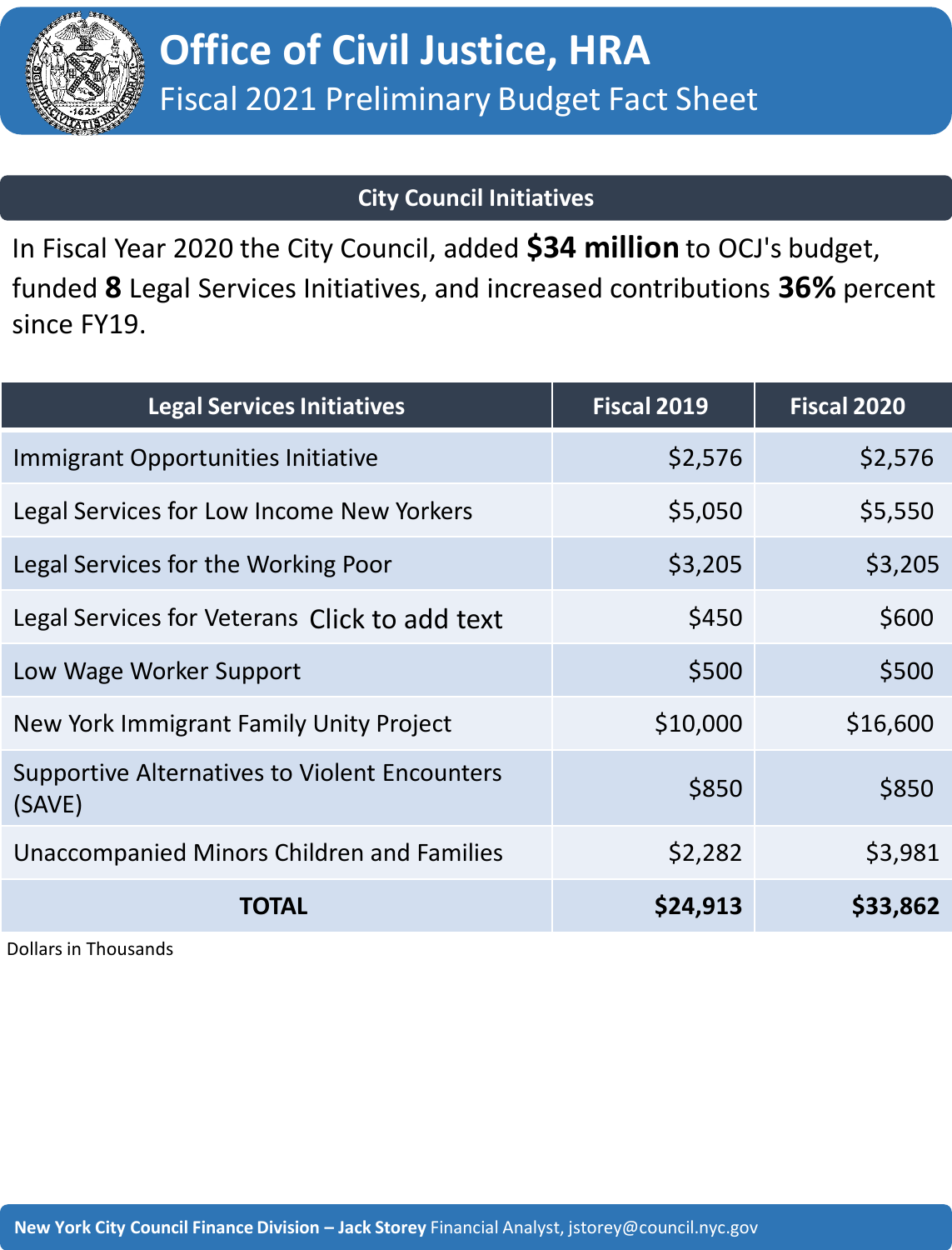# Office of Civil Justice, HRA

## Fiscal 2021 Preliminary Budget Fact Sheet

### City Council Initiatives

In Fiscal Year 2020 the City Council, added **$34 million** to OCJ's budget, funded **8** Legal Services Initiatives, and increased contributions **36%** percent since FY19.

| Legal Services Initiatives | Fiscal 2019 | Fiscal 2020 |
|---|---|---|
| Immigrant Opportunities Initiative | $2,576 | $2,576 |
| Legal Services for Low Income New Yorkers | $5,050 | $5,550 |
| Legal Services for the Working Poor | $3,205 | $3,205 |
| Legal Services for Veterans Click to add text | $450 | $600 |
| Low Wage Worker Support | $500 | $500 |
| New York Immigrant Family Unity Project | $10,000 | $16,600 |
| Supportive Alternatives to Violent Encounters (SAVE) | $850 | $850 |
| Unaccompanied Minors Children and Families | $2,282 | $3,981 |
| **TOTAL** | **$24,913** | **$33,862** |

Dollars in Thousands

**New York City Council Finance Division – Jack Storey** Financial Analyst, jstorey@council.nyc.gov